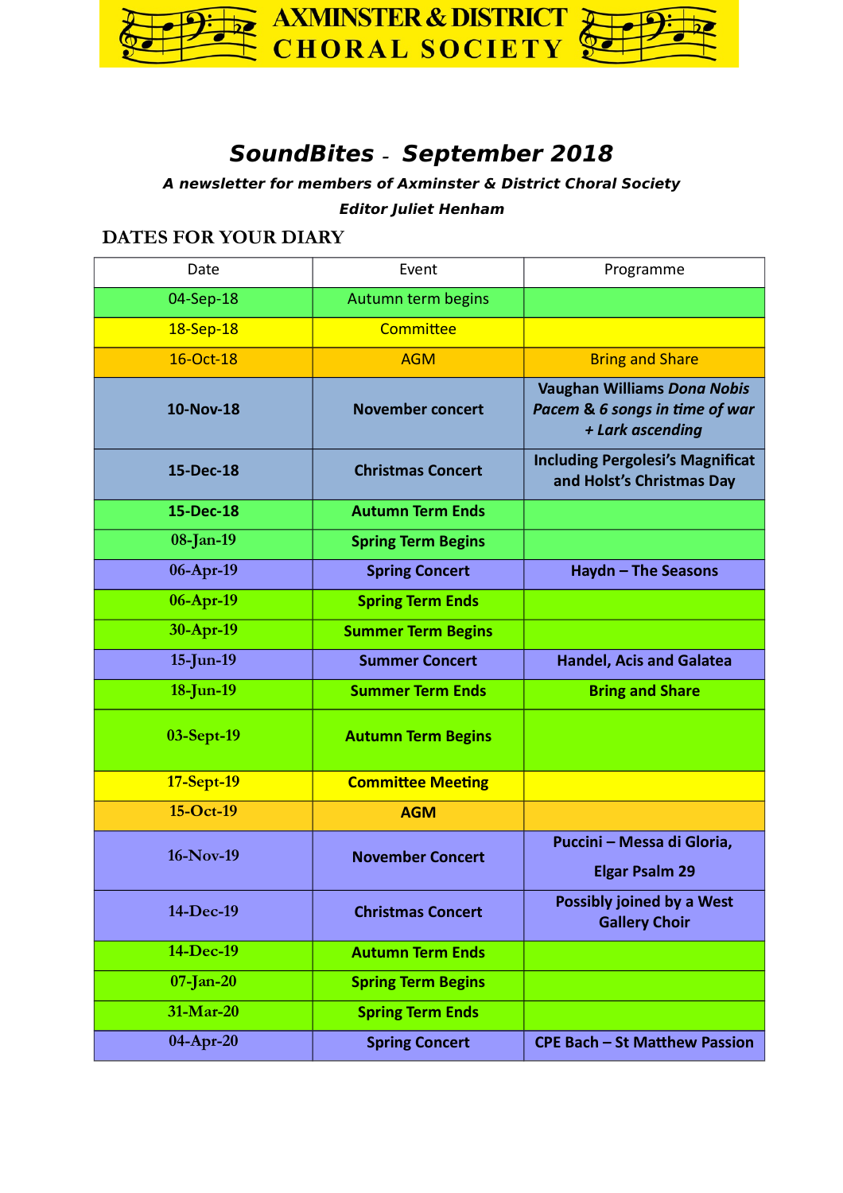# AXMINSTER & DISTRICT CHORAL SOCIETY

## *SoundBites - September 2018*

***A newsletter for members of Axminster & District Choral Society***

***Editor Juliet Henham***

### DATES FOR YOUR DIARY

| Date | Event | Programme |
|---|---|---|
| 04-Sep-18 | Autumn term begins | |
| 18-Sep-18 | Committee | |
| 16-Oct-18 | AGM | Bring and Share |
| **10-Nov-18** | **November concert** | **Vaughan Williams *Dona Nobis Pacem* & *6 songs in time of war + Lark ascending*** |
| **15-Dec-18** | **Christmas Concert** | **Including Pergolesi's Magnificat and Holst's Christmas Day** |
| **15-Dec-18** | **Autumn Term Ends** | |
| **08-Jan-19** | **Spring Term Begins** | |
| **06-Apr-19** | **Spring Concert** | **Haydn – The Seasons** |
| **06-Apr-19** | **Spring Term Ends** | |
| **30-Apr-19** | **Summer Term Begins** | |
| **15-Jun-19** | **Summer Concert** | **Handel, Acis and Galatea** |
| **18-Jun-19** | **Summer Term Ends** | **Bring and Share** |
| **03-Sept-19** | **Autumn Term Begins** | |
| **17-Sept-19** | **Committee Meeting** | |
| **15-Oct-19** | **AGM** | |
| **16-Nov-19** | **November Concert** | **Puccini – Messa di Gloria, Elgar Psalm 29** |
| **14-Dec-19** | **Christmas Concert** | **Possibly joined by a West Gallery Choir** |
| **14-Dec-19** | **Autumn Term Ends** | |
| **07-Jan-20** | **Spring Term Begins** | |
| **31-Mar-20** | **Spring Term Ends** | |
| **04-Apr-20** | **Spring Concert** | **CPE Bach – St Matthew Passion** |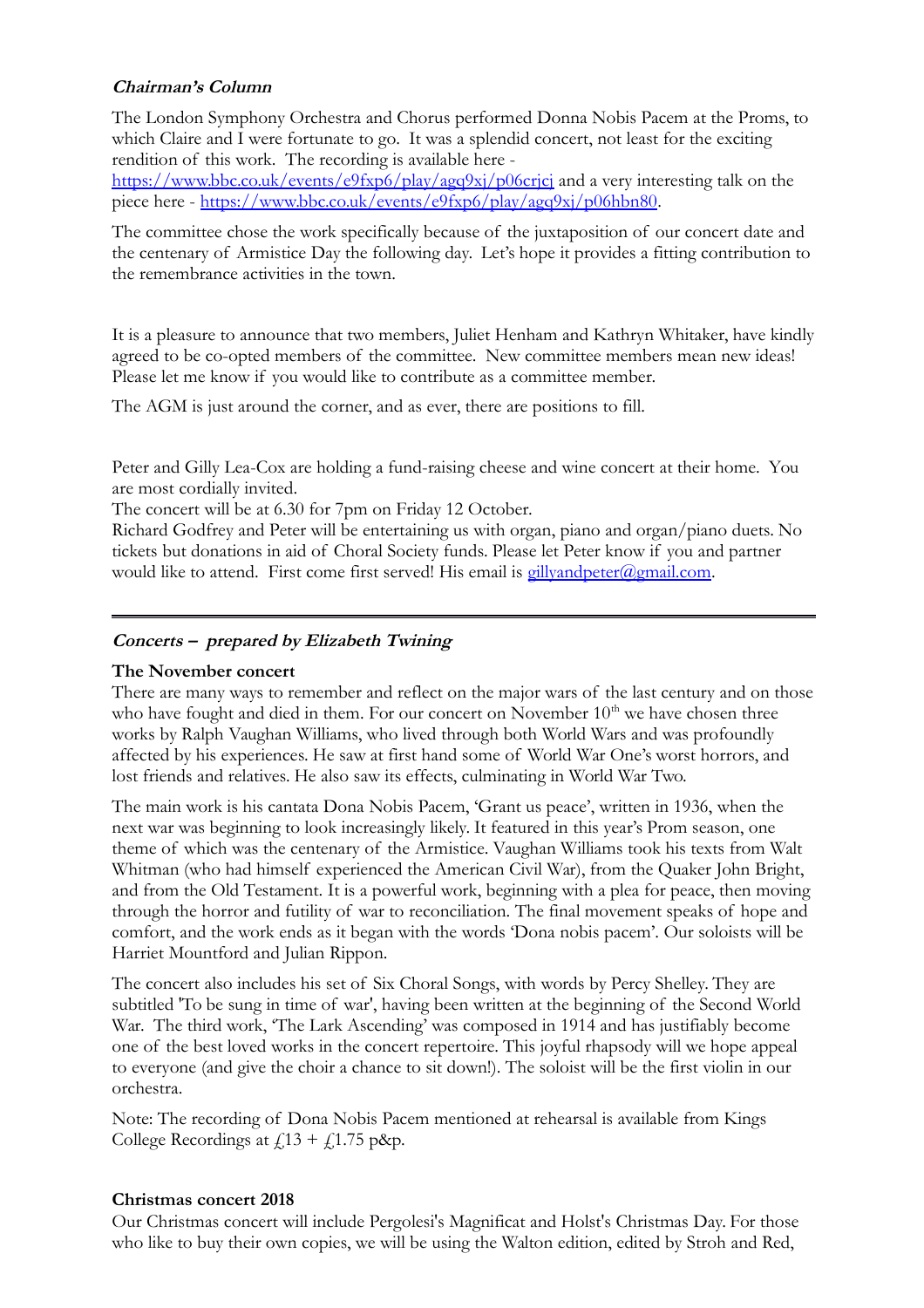### *Chairman's Column*

The London Symphony Orchestra and Chorus performed Donna Nobis Pacem at the Proms, to which Claire and I were fortunate to go. It was a splendid concert, not least for the exciting rendition of this work. The recording is available here - https://www.bbc.co.uk/events/e9fxp6/play/agq9xj/p06crjcj and a very interesting talk on the piece here - https://www.bbc.co.uk/events/e9fxp6/play/agq9xj/p06hbn80.

The committee chose the work specifically because of the juxtaposition of our concert date and the centenary of Armistice Day the following day. Let's hope it provides a fitting contribution to the remembrance activities in the town.

It is a pleasure to announce that two members, Juliet Henham and Kathryn Whitaker, have kindly agreed to be co-opted members of the committee. New committee members mean new ideas! Please let me know if you would like to contribute as a committee member.

The AGM is just around the corner, and as ever, there are positions to fill.

Peter and Gilly Lea-Cox are holding a fund-raising cheese and wine concert at their home. You are most cordially invited.
The concert will be at 6.30 for 7pm on Friday 12 October.
Richard Godfrey and Peter will be entertaining us with organ, piano and organ/piano duets. No tickets but donations in aid of Choral Society funds. Please let Peter know if you and partner would like to attend. First come first served! His email is gillyandpeter@gmail.com.

---

### *Concerts – prepared by Elizabeth Twining*

**The November concert**

There are many ways to remember and reflect on the major wars of the last century and on those who have fought and died in them. For our concert on November 10th we have chosen three works by Ralph Vaughan Williams, who lived through both World Wars and was profoundly affected by his experiences. He saw at first hand some of World War One's worst horrors, and lost friends and relatives. He also saw its effects, culminating in World War Two.

The main work is his cantata Dona Nobis Pacem, 'Grant us peace', written in 1936, when the next war was beginning to look increasingly likely. It featured in this year's Prom season, one theme of which was the centenary of the Armistice. Vaughan Williams took his texts from Walt Whitman (who had himself experienced the American Civil War), from the Quaker John Bright, and from the Old Testament. It is a powerful work, beginning with a plea for peace, then moving through the horror and futility of war to reconciliation. The final movement speaks of hope and comfort, and the work ends as it began with the words 'Dona nobis pacem'. Our soloists will be Harriet Mountford and Julian Rippon.

The concert also includes his set of Six Choral Songs, with words by Percy Shelley. They are subtitled 'To be sung in time of war', having been written at the beginning of the Second World War. The third work, 'The Lark Ascending' was composed in 1914 and has justifiably become one of the best loved works in the concert repertoire. This joyful rhapsody will we hope appeal to everyone (and give the choir a chance to sit down!). The soloist will be the first violin in our orchestra.

Note: The recording of Dona Nobis Pacem mentioned at rehearsal is available from Kings College Recordings at £13 + £1.75 p&p.

**Christmas concert 2018**

Our Christmas concert will include Pergolesi's Magnificat and Holst's Christmas Day. For those who like to buy their own copies, we will be using the Walton edition, edited by Stroh and Red,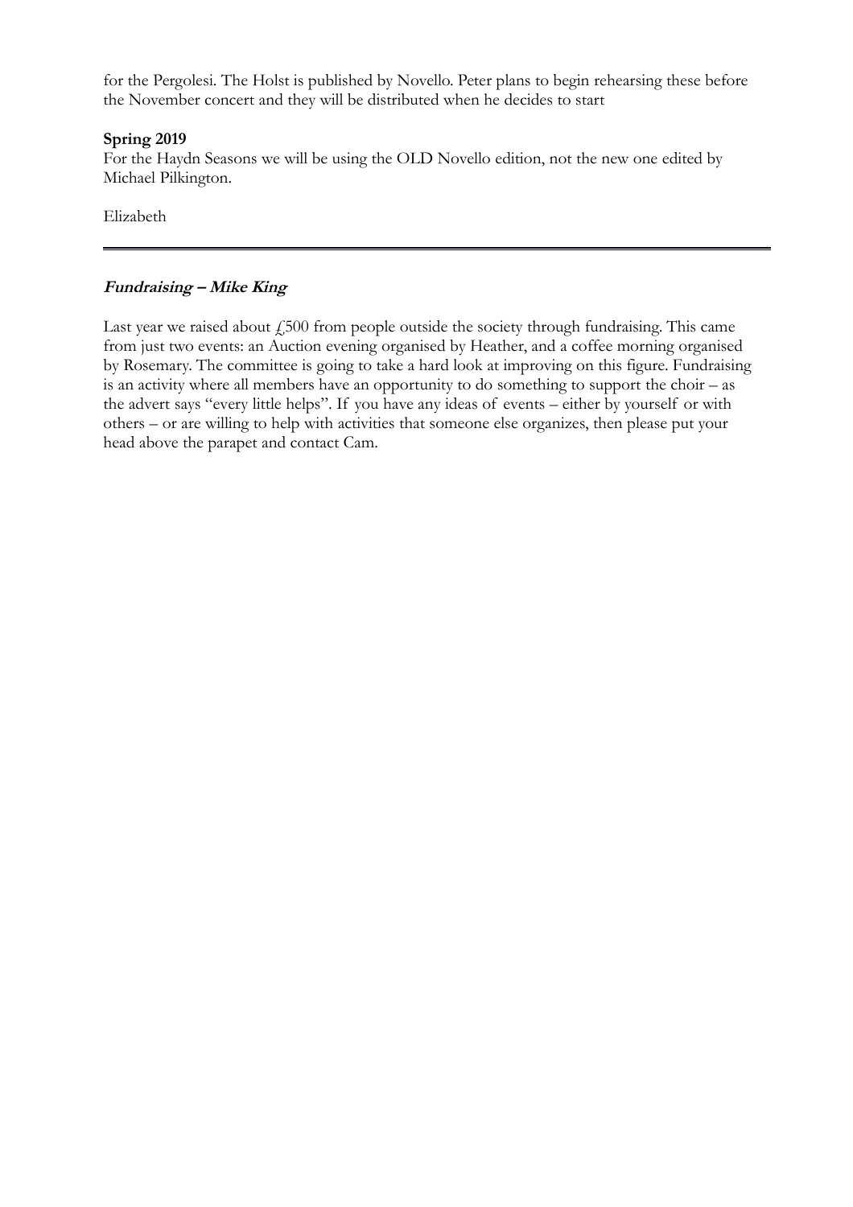for the Pergolesi. The Holst is published by Novello. Peter plans to begin rehearsing these before the November concert and they will be distributed when he decides to start

**Spring 2019**
For the Haydn Seasons we will be using the OLD Novello edition, not the new one edited by Michael Pilkington.

Elizabeth

---

### ***Fundraising – Mike King***

Last year we raised about £500 from people outside the society through fundraising. This came from just two events: an Auction evening organised by Heather, and a coffee morning organised by Rosemary. The committee is going to take a hard look at improving on this figure. Fundraising is an activity where all members have an opportunity to do something to support the choir – as the advert says "every little helps". If you have any ideas of events – either by yourself or with others – or are willing to help with activities that someone else organizes, then please put your head above the parapet and contact Cam.